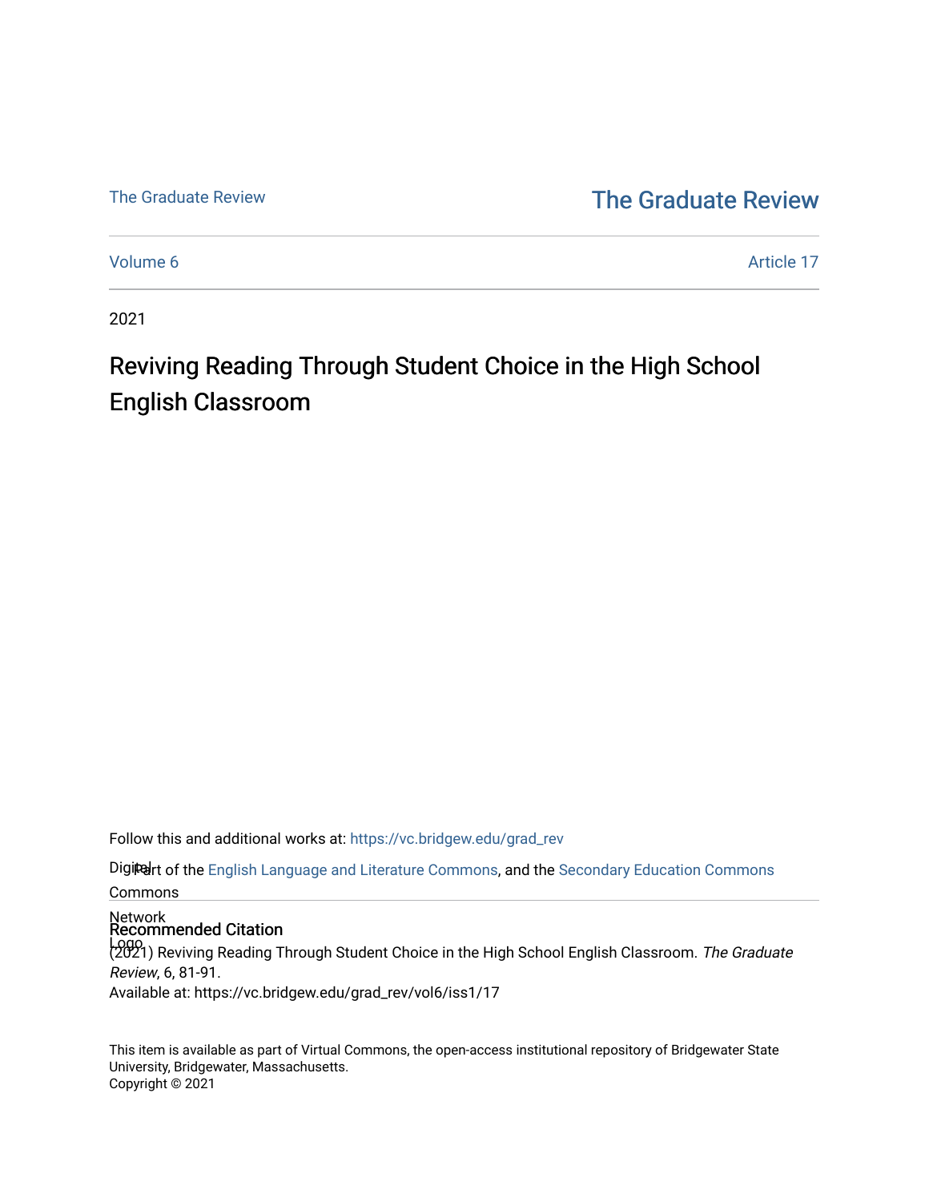The Graduate Review

# The Graduate Review

Volume 6 Article 17

2021

# Reviving Reading Through Student Choice in the High School English Classroom

Follow this and additional works at: https://vc.bridgew.edu/grad_rev

Part of the English Language and Literature Commons, and the Secondary Education Commons

## Recommended Citation

(2021) Reviving Reading Through Student Choice in the High School English Classroom. *The Graduate Review*, 6, 81-91.
Available at: https://vc.bridgew.edu/grad_rev/vol6/iss1/17

This item is available as part of Virtual Commons, the open-access institutional repository of Bridgewater State University, Bridgewater, Massachusetts.
Copyright © 2021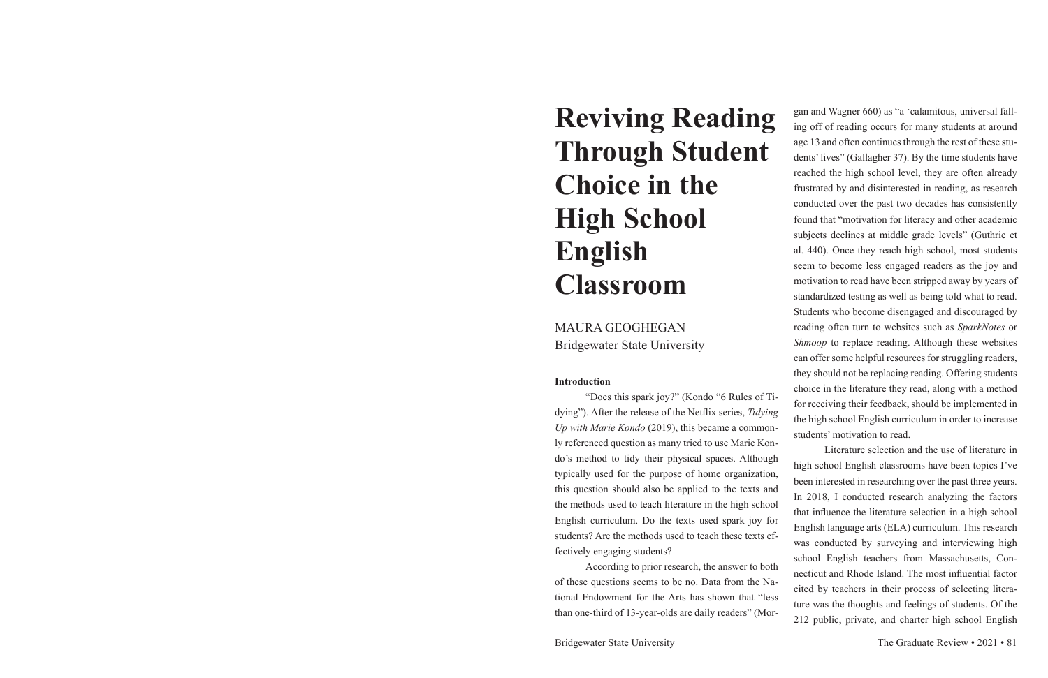# Reviving Reading Through Student Choice in the High School English Classroom

MAURA GEOGHEGAN
Bridgewater State University

**Introduction**

"Does this spark joy?" (Kondo "6 Rules of Tidying"). After the release of the Netflix series, *Tidying Up with Marie Kondo* (2019), this became a commonly referenced question as many tried to use Marie Kondo's method to tidy their physical spaces. Although typically used for the purpose of home organization, this question should also be applied to the texts and the methods used to teach literature in the high school English curriculum. Do the texts used spark joy for students? Are the methods used to teach these texts effectively engaging students?

According to prior research, the answer to both of these questions seems to be no. Data from the National Endowment for the Arts has shown that "less than one-third of 13-year-olds are daily readers" (Morgan and Wagner 660) as "a 'calamitous, universal falling off of reading occurs for many students at around age 13 and often continues through the rest of these students' lives" (Gallagher 37). By the time students have reached the high school level, they are often already frustrated by and disinterested in reading, as research conducted over the past two decades has consistently found that "motivation for literacy and other academic subjects declines at middle grade levels" (Guthrie et al. 440). Once they reach high school, most students seem to become less engaged readers as the joy and motivation to read have been stripped away by years of standardized testing as well as being told what to read. Students who become disengaged and discouraged by reading often turn to websites such as *SparkNotes* or *Shmoop* to replace reading. Although these websites can offer some helpful resources for struggling readers, they should not be replacing reading. Offering students choice in the literature they read, along with a method for receiving their feedback, should be implemented in the high school English curriculum in order to increase students' motivation to read.

Literature selection and the use of literature in high school English classrooms have been topics I've been interested in researching over the past three years. In 2018, I conducted research analyzing the factors that influence the literature selection in a high school English language arts (ELA) curriculum. This research was conducted by surveying and interviewing high school English teachers from Massachusetts, Connecticut and Rhode Island. The most influential factor cited by teachers in their process of selecting literature was the thoughts and feelings of students. Of the 212 public, private, and charter high school English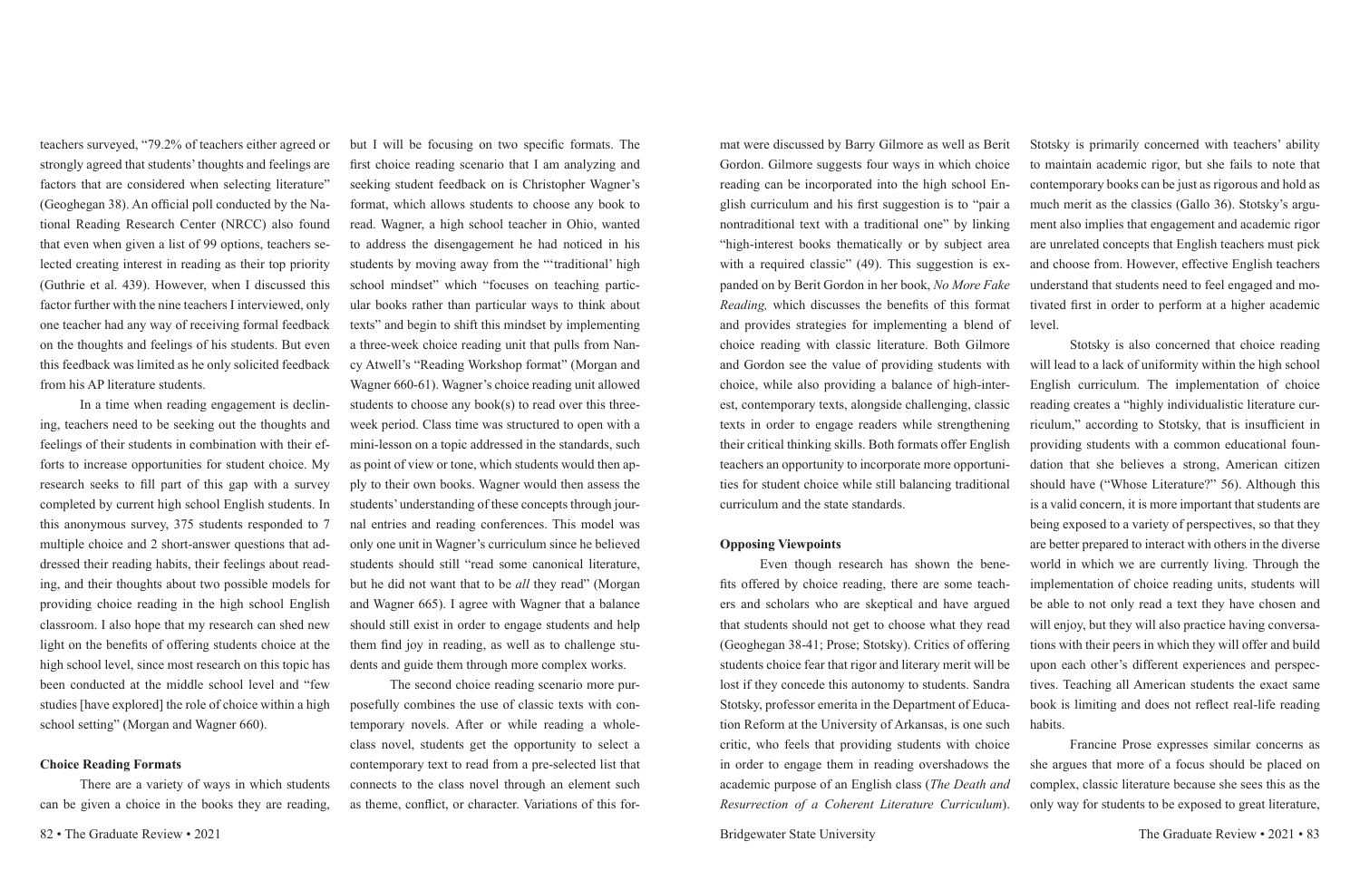teachers surveyed, "79.2% of teachers either agreed or strongly agreed that students' thoughts and feelings are factors that are considered when selecting literature" (Geoghegan 38). An official poll conducted by the National Reading Research Center (NRCC) also found that even when given a list of 99 options, teachers selected creating interest in reading as their top priority (Guthrie et al. 439). However, when I discussed this factor further with the nine teachers I interviewed, only one teacher had any way of receiving formal feedback on the thoughts and feelings of his students. But even this feedback was limited as he only solicited feedback from his AP literature students.

In a time when reading engagement is declining, teachers need to be seeking out the thoughts and feelings of their students in combination with their efforts to increase opportunities for student choice. My research seeks to fill part of this gap with a survey completed by current high school English students. In this anonymous survey, 375 students responded to 7 multiple choice and 2 short-answer questions that addressed their reading habits, their feelings about reading, and their thoughts about two possible models for providing choice reading in the high school English classroom. I also hope that my research can shed new light on the benefits of offering students choice at the high school level, since most research on this topic has been conducted at the middle school level and "few studies [have explored] the role of choice within a high school setting" (Morgan and Wagner 660).

**Choice Reading Formats**

There are a variety of ways in which students can be given a choice in the books they are reading, but I will be focusing on two specific formats. The first choice reading scenario that I am analyzing and seeking student feedback on is Christopher Wagner's format, which allows students to choose any book to read. Wagner, a high school teacher in Ohio, wanted to address the disengagement he had noticed in his students by moving away from the "'traditional' high school mindset" which "focuses on teaching particular books rather than particular ways to think about texts" and begin to shift this mindset by implementing a three-week choice reading unit that pulls from Nancy Atwell's "Reading Workshop format" (Morgan and Wagner 660-61). Wagner's choice reading unit allowed students to choose any book(s) to read over this three-week period. Class time was structured to open with a mini-lesson on a topic addressed in the standards, such as point of view or tone, which students would then apply to their own books. Wagner would then assess the students' understanding of these concepts through journal entries and reading conferences. This model was only one unit in Wagner's curriculum since he believed students should still "read some canonical literature, but he did not want that to be *all* they read" (Morgan and Wagner 665). I agree with Wagner that a balance should still exist in order to engage students and help them find joy in reading, as well as to challenge students and guide them through more complex works.

The second choice reading scenario more purposefully combines the use of classic texts with contemporary novels. After or while reading a whole-class novel, students get the opportunity to select a contemporary text to read from a pre-selected list that connects to the class novel through an element such as theme, conflict, or character. Variations of this format were discussed by Barry Gilmore as well as Berit Gordon. Gilmore suggests four ways in which choice reading can be incorporated into the high school English curriculum and his first suggestion is to "pair a nontraditional text with a traditional one" by linking "high-interest books thematically or by subject area with a required classic" (49). This suggestion is expanded on by Berit Gordon in her book, *No More Fake Reading,* which discusses the benefits of this format and provides strategies for implementing a blend of choice reading with classic literature. Both Gilmore and Gordon see the value of providing students with choice, while also providing a balance of high-interest, contemporary texts, alongside challenging, classic texts in order to engage readers while strengthening their critical thinking skills. Both formats offer English teachers an opportunity to incorporate more opportunities for student choice while still balancing traditional curriculum and the state standards.

**Opposing Viewpoints**

Even though research has shown the benefits offered by choice reading, there are some teachers and scholars who are skeptical and have argued that students should not get to choose what they read (Geoghegan 38-41; Prose; Stotsky). Critics of offering students choice fear that rigor and literary merit will be lost if they concede this autonomy to students. Sandra Stotsky, professor emerita in the Department of Education Reform at the University of Arkansas, is one such critic, who feels that providing students with choice in order to engage them in reading overshadows the academic purpose of an English class (*The Death and Resurrection of a Coherent Literature Curriculum*). Stotsky is primarily concerned with teachers' ability to maintain academic rigor, but she fails to note that contemporary books can be just as rigorous and hold as much merit as the classics (Gallo 36). Stotsky's argument also implies that engagement and academic rigor are unrelated concepts that English teachers must pick and choose from. However, effective English teachers understand that students need to feel engaged and motivated first in order to perform at a higher academic level.

Stotsky is also concerned that choice reading will lead to a lack of uniformity within the high school English curriculum. The implementation of choice reading creates a "highly individualistic literature curriculum," according to Stotsky, that is insufficient in providing students with a common educational foundation that she believes a strong, American citizen should have ("Whose Literature?" 56). Although this is a valid concern, it is more important that students are being exposed to a variety of perspectives, so that they are better prepared to interact with others in the diverse world in which we are currently living. Through the implementation of choice reading units, students will be able to not only read a text they have chosen and will enjoy, but they will also practice having conversations with their peers in which they will offer and build upon each other's different experiences and perspectives. Teaching all American students the exact same book is limiting and does not reflect real-life reading habits.

Francine Prose expresses similar concerns as she argues that more of a focus should be placed on complex, classic literature because she sees this as the only way for students to be exposed to great literature,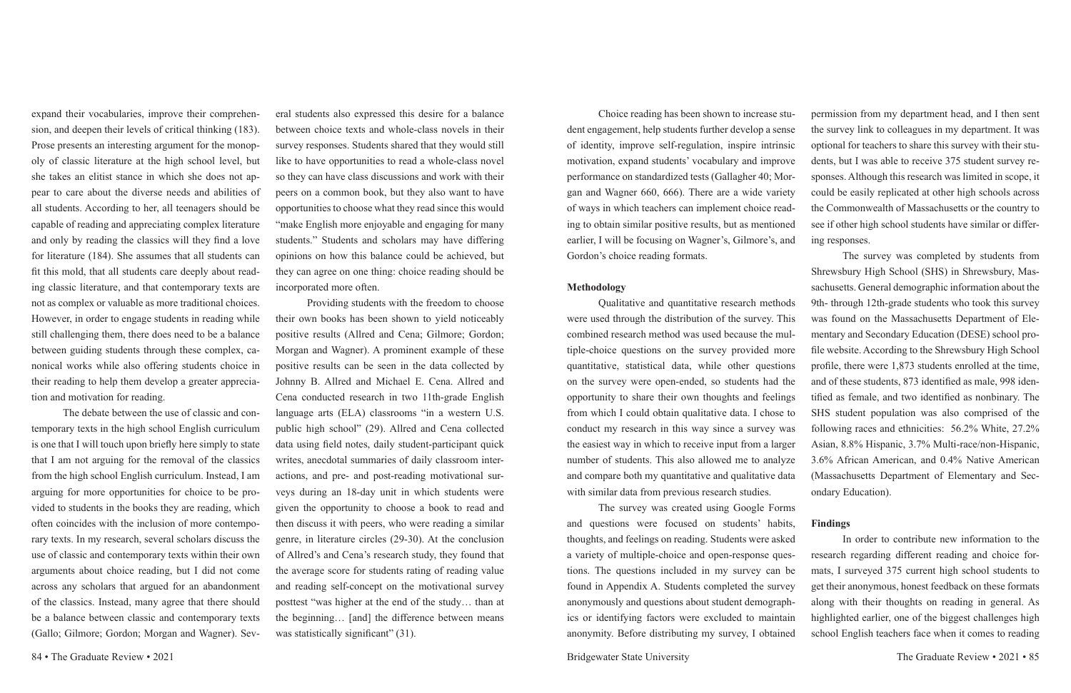expand their vocabularies, improve their comprehension, and deepen their levels of critical thinking (183). Prose presents an interesting argument for the monopoly of classic literature at the high school level, but she takes an elitist stance in which she does not appear to care about the diverse needs and abilities of all students. According to her, all teenagers should be capable of reading and appreciating complex literature and only by reading the classics will they find a love for literature (184). She assumes that all students can fit this mold, that all students care deeply about reading classic literature, and that contemporary texts are not as complex or valuable as more traditional choices. However, in order to engage students in reading while still challenging them, there does need to be a balance between guiding students through these complex, canonical works while also offering students choice in their reading to help them develop a greater appreciation and motivation for reading.

The debate between the use of classic and contemporary texts in the high school English curriculum is one that I will touch upon briefly here simply to state that I am not arguing for the removal of the classics from the high school English curriculum. Instead, I am arguing for more opportunities for choice to be provided to students in the books they are reading, which often coincides with the inclusion of more contemporary texts. In my research, several scholars discuss the use of classic and contemporary texts within their own arguments about choice reading, but I did not come across any scholars that argued for an abandonment of the classics. Instead, many agree that there should be a balance between classic and contemporary texts (Gallo; Gilmore; Gordon; Morgan and Wagner). Several students also expressed this desire for a balance between choice texts and whole-class novels in their survey responses. Students shared that they would still like to have opportunities to read a whole-class novel so they can have class discussions and work with their peers on a common book, but they also want to have opportunities to choose what they read since this would "make English more enjoyable and engaging for many students." Students and scholars may have differing opinions on how this balance could be achieved, but they can agree on one thing: choice reading should be incorporated more often.

Providing students with the freedom to choose their own books has been shown to yield noticeably positive results (Allred and Cena; Gilmore; Gordon; Morgan and Wagner). A prominent example of these positive results can be seen in the data collected by Johnny B. Allred and Michael E. Cena. Allred and Cena conducted research in two 11th-grade English language arts (ELA) classrooms "in a western U.S. public high school" (29). Allred and Cena collected data using field notes, daily student-participant quick writes, anecdotal summaries of daily classroom interactions, and pre- and post-reading motivational surveys during an 18-day unit in which students were given the opportunity to choose a book to read and then discuss it with peers, who were reading a similar genre, in literature circles (29-30). At the conclusion of Allred's and Cena's research study, they found that the average score for students rating of reading value and reading self-concept on the motivational survey posttest "was higher at the end of the study… than at the beginning… [and] the difference between means was statistically significant" (31).

Choice reading has been shown to increase student engagement, help students further develop a sense of identity, improve self-regulation, inspire intrinsic motivation, expand students' vocabulary and improve performance on standardized tests (Gallagher 40; Morgan and Wagner 660, 666). There are a wide variety of ways in which teachers can implement choice reading to obtain similar positive results, but as mentioned earlier, I will be focusing on Wagner's, Gilmore's, and Gordon's choice reading formats.

**Methodology**

Qualitative and quantitative research methods were used through the distribution of the survey. This combined research method was used because the multiple-choice questions on the survey provided more quantitative, statistical data, while other questions on the survey were open-ended, so students had the opportunity to share their own thoughts and feelings from which I could obtain qualitative data. I chose to conduct my research in this way since a survey was the easiest way in which to receive input from a larger number of students. This also allowed me to analyze and compare both my quantitative and qualitative data with similar data from previous research studies.

The survey was created using Google Forms and questions were focused on students' habits, thoughts, and feelings on reading. Students were asked a variety of multiple-choice and open-response questions. The questions included in my survey can be found in Appendix A. Students completed the survey anonymously and questions about student demographics or identifying factors were excluded to maintain anonymity. Before distributing my survey, I obtained permission from my department head, and I then sent the survey link to colleagues in my department. It was optional for teachers to share this survey with their students, but I was able to receive 375 student survey responses. Although this research was limited in scope, it could be easily replicated at other high schools across the Commonwealth of Massachusetts or the country to see if other high school students have similar or differing responses.

The survey was completed by students from Shrewsbury High School (SHS) in Shrewsbury, Massachusetts. General demographic information about the 9th- through 12th-grade students who took this survey was found on the Massachusetts Department of Elementary and Secondary Education (DESE) school profile website. According to the Shrewsbury High School profile, there were 1,873 students enrolled at the time, and of these students, 873 identified as male, 998 identified as female, and two identified as nonbinary. The SHS student population was also comprised of the following races and ethnicities: 56.2% White, 27.2% Asian, 8.8% Hispanic, 3.7% Multi-race/non-Hispanic, 3.6% African American, and 0.4% Native American (Massachusetts Department of Elementary and Secondary Education).

**Findings**

In order to contribute new information to the research regarding different reading and choice formats, I surveyed 375 current high school students to get their anonymous, honest feedback on these formats along with their thoughts on reading in general. As highlighted earlier, one of the biggest challenges high school English teachers face when it comes to reading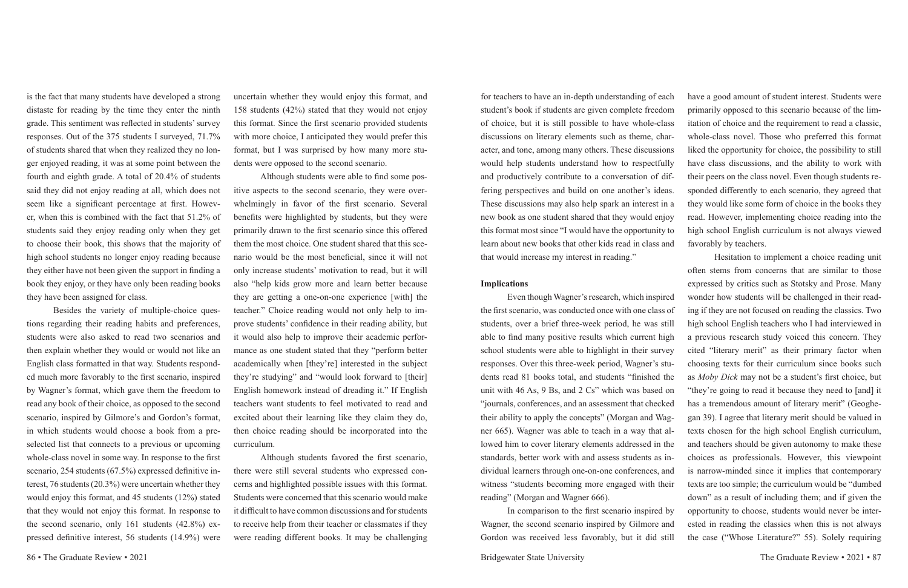is the fact that many students have developed a strong distaste for reading by the time they enter the ninth grade. This sentiment was reflected in students' survey responses. Out of the 375 students I surveyed, 71.7% of students shared that when they realized they no longer enjoyed reading, it was at some point between the fourth and eighth grade. A total of 20.4% of students said they did not enjoy reading at all, which does not seem like a significant percentage at first. However, when this is combined with the fact that 51.2% of students said they enjoy reading only when they get to choose their book, this shows that the majority of high school students no longer enjoy reading because they either have not been given the support in finding a book they enjoy, or they have only been reading books they have been assigned for class.

Besides the variety of multiple-choice questions regarding their reading habits and preferences, students were also asked to read two scenarios and then explain whether they would or would not like an English class formatted in that way. Students responded much more favorably to the first scenario, inspired by Wagner's format, which gave them the freedom to read any book of their choice, as opposed to the second scenario, inspired by Gilmore's and Gordon's format, in which students would choose a book from a preselected list that connects to a previous or upcoming whole-class novel in some way. In response to the first scenario, 254 students (67.5%) expressed definitive interest, 76 students (20.3%) were uncertain whether they would enjoy this format, and 45 students (12%) stated that they would not enjoy this format. In response to the second scenario, only 161 students (42.8%) expressed definitive interest, 56 students (14.9%) were uncertain whether they would enjoy this format, and 158 students (42%) stated that they would not enjoy this format. Since the first scenario provided students with more choice, I anticipated they would prefer this format, but I was surprised by how many more students were opposed to the second scenario.

Although students were able to find some positive aspects to the second scenario, they were overwhelmingly in favor of the first scenario. Several benefits were highlighted by students, but they were primarily drawn to the first scenario since this offered them the most choice. One student shared that this scenario would be the most beneficial, since it will not only increase students' motivation to read, but it will also "help kids grow more and learn better because they are getting a one-on-one experience [with] the teacher." Choice reading would not only help to improve students' confidence in their reading ability, but it would also help to improve their academic performance as one student stated that they "perform better academically when [they're] interested in the subject they're studying" and "would look forward to [their] English homework instead of dreading it." If English teachers want students to feel motivated to read and excited about their learning like they claim they do, then choice reading should be incorporated into the curriculum.

Although students favored the first scenario, there were still several students who expressed concerns and highlighted possible issues with this format. Students were concerned that this scenario would make it difficult to have common discussions and for students to receive help from their teacher or classmates if they were reading different books. It may be challenging for teachers to have an in-depth understanding of each student's book if students are given complete freedom of choice, but it is still possible to have whole-class discussions on literary elements such as theme, character, and tone, among many others. These discussions would help students understand how to respectfully and productively contribute to a conversation of differing perspectives and build on one another's ideas. These discussions may also help spark an interest in a new book as one student shared that they would enjoy this format most since "I would have the opportunity to learn about new books that other kids read in class and that would increase my interest in reading."

## Implications

Even though Wagner's research, which inspired the first scenario, was conducted once with one class of students, over a brief three-week period, he was still able to find many positive results which current high school students were able to highlight in their survey responses. Over this three-week period, Wagner's students read 81 books total, and students "finished the unit with 46 As, 9 Bs, and 2 Cs" which was based on "journals, conferences, and an assessment that checked their ability to apply the concepts" (Morgan and Wagner 665). Wagner was able to teach in a way that allowed him to cover literary elements addressed in the standards, better work with and assess students as individual learners through one-on-one conferences, and witness "students becoming more engaged with their reading" (Morgan and Wagner 666).

In comparison to the first scenario inspired by Wagner, the second scenario inspired by Gilmore and Gordon was received less favorably, but it did still have a good amount of student interest. Students were primarily opposed to this scenario because of the limitation of choice and the requirement to read a classic, whole-class novel. Those who preferred this format liked the opportunity for choice, the possibility to still have class discussions, and the ability to work with their peers on the class novel. Even though students responded differently to each scenario, they agreed that they would like some form of choice in the books they read. However, implementing choice reading into the high school English curriculum is not always viewed favorably by teachers.

Hesitation to implement a choice reading unit often stems from concerns that are similar to those expressed by critics such as Stotsky and Prose. Many wonder how students will be challenged in their reading if they are not focused on reading the classics. Two high school English teachers who I had interviewed in a previous research study voiced this concern. They cited "literary merit" as their primary factor when choosing texts for their curriculum since books such as *Moby Dick* may not be a student's first choice, but "they're going to read it because they need to [and] it has a tremendous amount of literary merit" (Geoghegan 39). I agree that literary merit should be valued in texts chosen for the high school English curriculum, and teachers should be given autonomy to make these choices as professionals. However, this viewpoint is narrow-minded since it implies that contemporary texts are too simple; the curriculum would be "dumbed down" as a result of including them; and if given the opportunity to choose, students would never be interested in reading the classics when this is not always the case ("Whose Literature?" 55). Solely requiring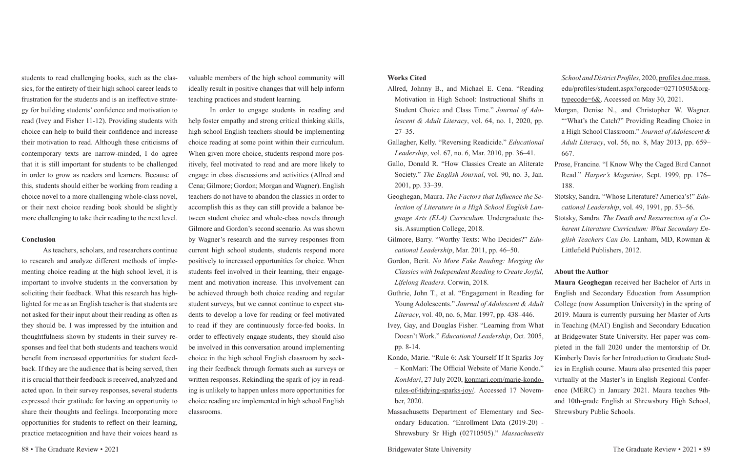students to read challenging books, such as the classics, for the entirety of their high school career leads to frustration for the students and is an ineffective strategy for building students' confidence and motivation to read (Ivey and Fisher 11-12). Providing students with choice can help to build their confidence and increase their motivation to read. Although these criticisms of contemporary texts are narrow-minded, I do agree that it is still important for students to be challenged in order to grow as readers and learners. Because of this, students should either be working from reading a choice novel to a more challenging whole-class novel, or their next choice reading book should be slightly more challenging to take their reading to the next level.

#### Conclusion

As teachers, scholars, and researchers continue to research and analyze different methods of implementing choice reading at the high school level, it is important to involve students in the conversation by soliciting their feedback. What this research has highlighted for me as an English teacher is that students are not asked for their input about their reading as often as they should be. I was impressed by the intuition and thoughtfulness shown by students in their survey responses and feel that both students and teachers would benefit from increased opportunities for student feedback. If they are the audience that is being served, then it is crucial that their feedback is received, analyzed and acted upon. In their survey responses, several students expressed their gratitude for having an opportunity to share their thoughts and feelings. Incorporating more opportunities for students to reflect on their learning, practice metacognition and have their voices heard as valuable members of the high school community will ideally result in positive changes that will help inform teaching practices and student learning.

In order to engage students in reading and help foster empathy and strong critical thinking skills, high school English teachers should be implementing choice reading at some point within their curriculum. When given more choice, students respond more positively, feel motivated to read and are more likely to engage in class discussions and activities (Allred and Cena; Gilmore; Gordon; Morgan and Wagner). English teachers do not have to abandon the classics in order to accomplish this as they can still provide a balance between student choice and whole-class novels through Gilmore and Gordon's second scenario. As was shown by Wagner's research and the survey responses from current high school students, students respond more positively to increased opportunities for choice. When students feel involved in their learning, their engagement and motivation increase. This involvement can be achieved through both choice reading and regular student surveys, but we cannot continue to expect students to develop a love for reading or feel motivated to read if they are continuously force-fed books. In order to effectively engage students, they should also be involved in this conversation around implementing choice in the high school English classroom by seeking their feedback through formats such as surveys or written responses. Rekindling the spark of joy in reading is unlikely to happen unless more opportunities for choice reading are implemented in high school English classrooms.

#### Works Cited

Allred, Johnny B., and Michael E. Cena. "Reading Motivation in High School: Instructional Shifts in Student Choice and Class Time." *Journal of Adolescent & Adult Literacy*, vol. 64, no. 1, 2020, pp. 27–35.

Gallagher, Kelly. "Reversing Readicide." *Educational Leadership*, vol. 67, no. 6, Mar. 2010, pp. 36–41.

Gallo, Donald R. "How Classics Create an Aliterate Society." *The English Journal*, vol. 90, no. 3, Jan. 2001, pp. 33–39.

Geoghegan, Maura. *The Factors that Influence the Selection of Literature in a High School English Language Arts (ELA) Curriculum.* Undergraduate thesis. Assumption College, 2018.

Gilmore, Barry. "Worthy Texts: Who Decides?" *Educational Leadership*, Mar. 2011, pp. 46–50.

Gordon, Berit. *No More Fake Reading: Merging the Classics with Independent Reading to Create Joyful, Lifelong Readers*. Corwin, 2018.

Guthrie, John T., et al. "Engagement in Reading for Young Adolescents." *Journal of Adolescent & Adult Literacy*, vol. 40, no. 6, Mar. 1997, pp. 438–446.

Ivey, Gay, and Douglas Fisher. "Learning from What Doesn't Work." *Educational Leadership*, Oct. 2005, pp. 8-14.

Kondo, Marie. "Rule 6: Ask Yourself If It Sparks Joy – KonMari: The Official Website of Marie Kondo." *KonMari*, 27 July 2020, konmari.com/marie-kondo-rules-of-tidying-sparks-joy/. Accessed 17 November, 2020.

Massachusetts Department of Elementary and Secondary Education. "Enrollment Data (2019-20) - Shrewsbury Sr High (02710505)." *Massachusetts School and District Profiles*, 2020, profiles.doe.mass.edu/profiles/student.aspx?orgcode=02710505&orgtypecode=6&. Accessed on May 30, 2021.

Morgan, Denise N., and Christopher W. Wagner. "'What's the Catch?" Providing Reading Choice in a High School Classroom." *Journal of Adolescent & Adult Literacy*, vol. 56, no. 8, May 2013, pp. 659–667.

Prose, Francine. "I Know Why the Caged Bird Cannot Read." *Harper's Magazine*, Sept. 1999, pp. 176–188.

Stotsky, Sandra. "Whose Literature? America's!" *Educational Leadership*, vol. 49, 1991, pp. 53–56.

Stotsky, Sandra. *The Death and Resurrection of a Coherent Literature Curriculum: What Secondary English Teachers Can Do*. Lanham, MD, Rowman & Littlefield Publishers, 2012.

#### About the Author

**Maura Geoghegan** received her Bachelor of Arts in English and Secondary Education from Assumption College (now Assumption University) in the spring of 2019. Maura is currently pursuing her Master of Arts in Teaching (MAT) English and Secondary Education at Bridgewater State University. Her paper was completed in the fall 2020 under the mentorship of Dr. Kimberly Davis for her Introduction to Graduate Studies in English course. Maura also presented this paper virtually at the Master's in English Regional Conference (MERC) in January 2021. Maura teaches 9th- and 10th-grade English at Shrewsbury High School, Shrewsbury Public Schools.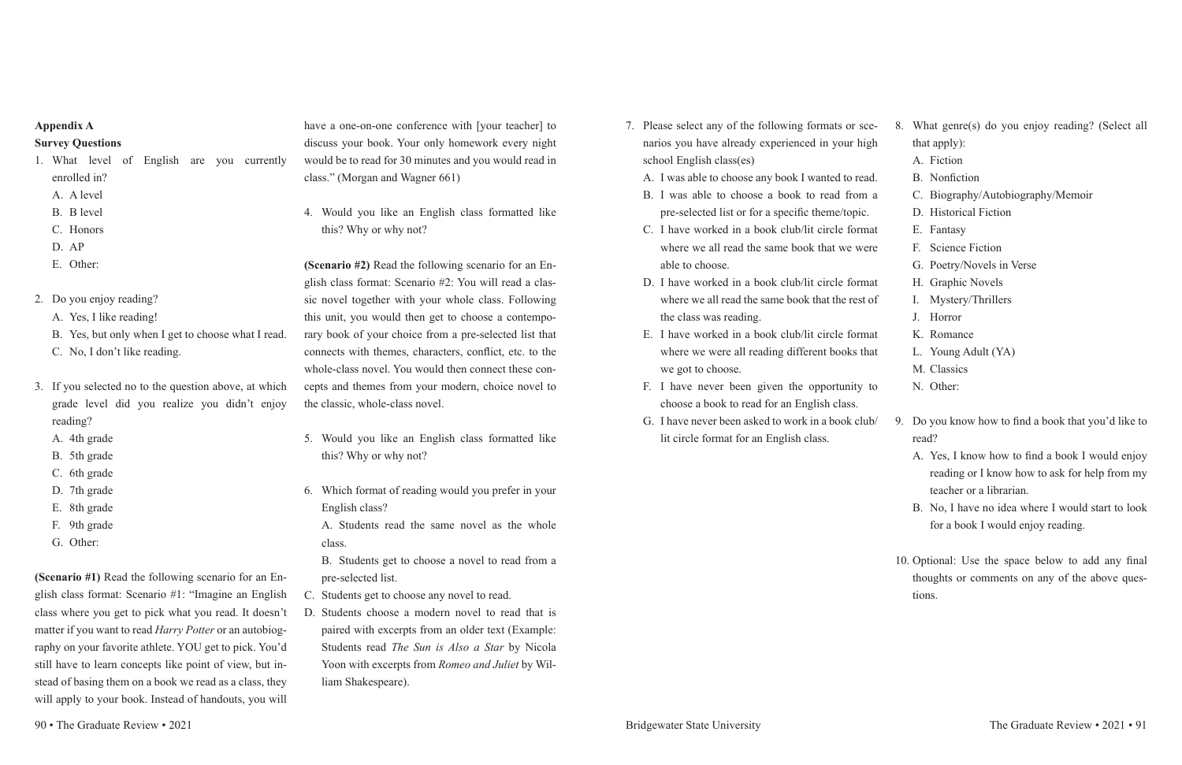**Appendix A**

**Survey Questions**

1. What level of English are you currently enrolled in?
   A. A level
   B. B level
   C. Honors
   D. AP
   E. Other:

2. Do you enjoy reading?
   A. Yes, I like reading!
   B. Yes, but only when I get to choose what I read.
   C. No, I don't like reading.

3. If you selected no to the question above, at which grade level did you realize you didn't enjoy reading?
   A. 4th grade
   B. 5th grade
   C. 6th grade
   D. 7th grade
   E. 8th grade
   F. 9th grade
   G. Other:

**(Scenario #1)** Read the following scenario for an English class format: Scenario #1: "Imagine an English class where you get to pick what you read. It doesn't matter if you want to read *Harry Potter* or an autobiography on your favorite athlete. YOU get to pick. You'd still have to learn concepts like point of view, but instead of basing them on a book we read as a class, they will apply to your book. Instead of handouts, you will have a one-on-one conference with [your teacher] to discuss your book. Your only homework every night would be to read for 30 minutes and you would read in class." (Morgan and Wagner 661)

4. Would you like an English class formatted like this? Why or why not?

**(Scenario #2)** Read the following scenario for an English class format: Scenario #2: You will read a classic novel together with your whole class. Following this unit, you would then get to choose a contemporary book of your choice from a pre-selected list that connects with themes, characters, conflict, etc. to the whole-class novel. You would then connect these concepts and themes from your modern, choice novel to the classic, whole-class novel.

5. Would you like an English class formatted like this? Why or why not?

6. Which format of reading would you prefer in your English class?
   A. Students read the same novel as the whole class.
   B. Students get to choose a novel to read from a pre-selected list.
   C. Students get to choose any novel to read.
   D. Students choose a modern novel to read that is paired with excerpts from an older text (Example: Students read *The Sun is Also a Star* by Nicola Yoon with excerpts from *Romeo and Juliet* by William Shakespeare).

7. Please select any of the following formats or scenarios you have already experienced in your high school English class(es)
   A. I was able to choose any book I wanted to read.
   B. I was able to choose a book to read from a pre-selected list or for a specific theme/topic.
   C. I have worked in a book club/lit circle format where we all read the same book that we were able to choose.
   D. I have worked in a book club/lit circle format where we all read the same book that the rest of the class was reading.
   E. I have worked in a book club/lit circle format where we were all reading different books that we got to choose.
   F. I have never been given the opportunity to choose a book to read for an English class.
   G. I have never been asked to work in a book club/lit circle format for an English class.

8. What genre(s) do you enjoy reading? (Select all that apply):
   A. Fiction
   B. Nonfiction
   C. Biography/Autobiography/Memoir
   D. Historical Fiction
   E. Fantasy
   F. Science Fiction
   G. Poetry/Novels in Verse
   H. Graphic Novels
   I. Mystery/Thrillers
   J. Horror
   K. Romance
   L. Young Adult (YA)
   M. Classics
   N. Other:

9. Do you know how to find a book that you'd like to read?
   A. Yes, I know how to find a book I would enjoy reading or I know how to ask for help from my teacher or a librarian.
   B. No, I have no idea where I would start to look for a book I would enjoy reading.

10. Optional: Use the space below to add any final thoughts or comments on any of the above questions.